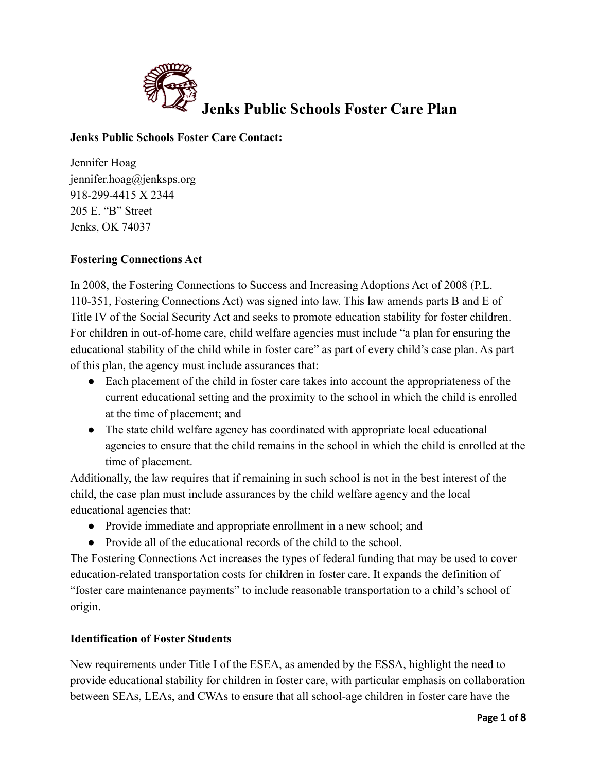# Jenks Public Schools Foster Care Plan

**Jenks Public Schools Foster Care Contact:**

Jennifer Hoag
jennifer.hoag@jenksps.org
918-299-4415 X 2344
205 E. "B" Street
Jenks, OK 74037

**Fostering Connections Act**

In 2008, the Fostering Connections to Success and Increasing Adoptions Act of 2008 (P.L. 110-351, Fostering Connections Act) was signed into law. This law amends parts B and E of Title IV of the Social Security Act and seeks to promote education stability for foster children. For children in out-of-home care, child welfare agencies must include "a plan for ensuring the educational stability of the child while in foster care" as part of every child's case plan. As part of this plan, the agency must include assurances that:

- Each placement of the child in foster care takes into account the appropriateness of the current educational setting and the proximity to the school in which the child is enrolled at the time of placement; and
- The state child welfare agency has coordinated with appropriate local educational agencies to ensure that the child remains in the school in which the child is enrolled at the time of placement.

Additionally, the law requires that if remaining in such school is not in the best interest of the child, the case plan must include assurances by the child welfare agency and the local educational agencies that:

- Provide immediate and appropriate enrollment in a new school; and
- Provide all of the educational records of the child to the school.

The Fostering Connections Act increases the types of federal funding that may be used to cover education-related transportation costs for children in foster care. It expands the definition of "foster care maintenance payments" to include reasonable transportation to a child's school of origin.

**Identification of Foster Students**

New requirements under Title I of the ESEA, as amended by the ESSA, highlight the need to provide educational stability for children in foster care, with particular emphasis on collaboration between SEAs, LEAs, and CWAs to ensure that all school-age children in foster care have the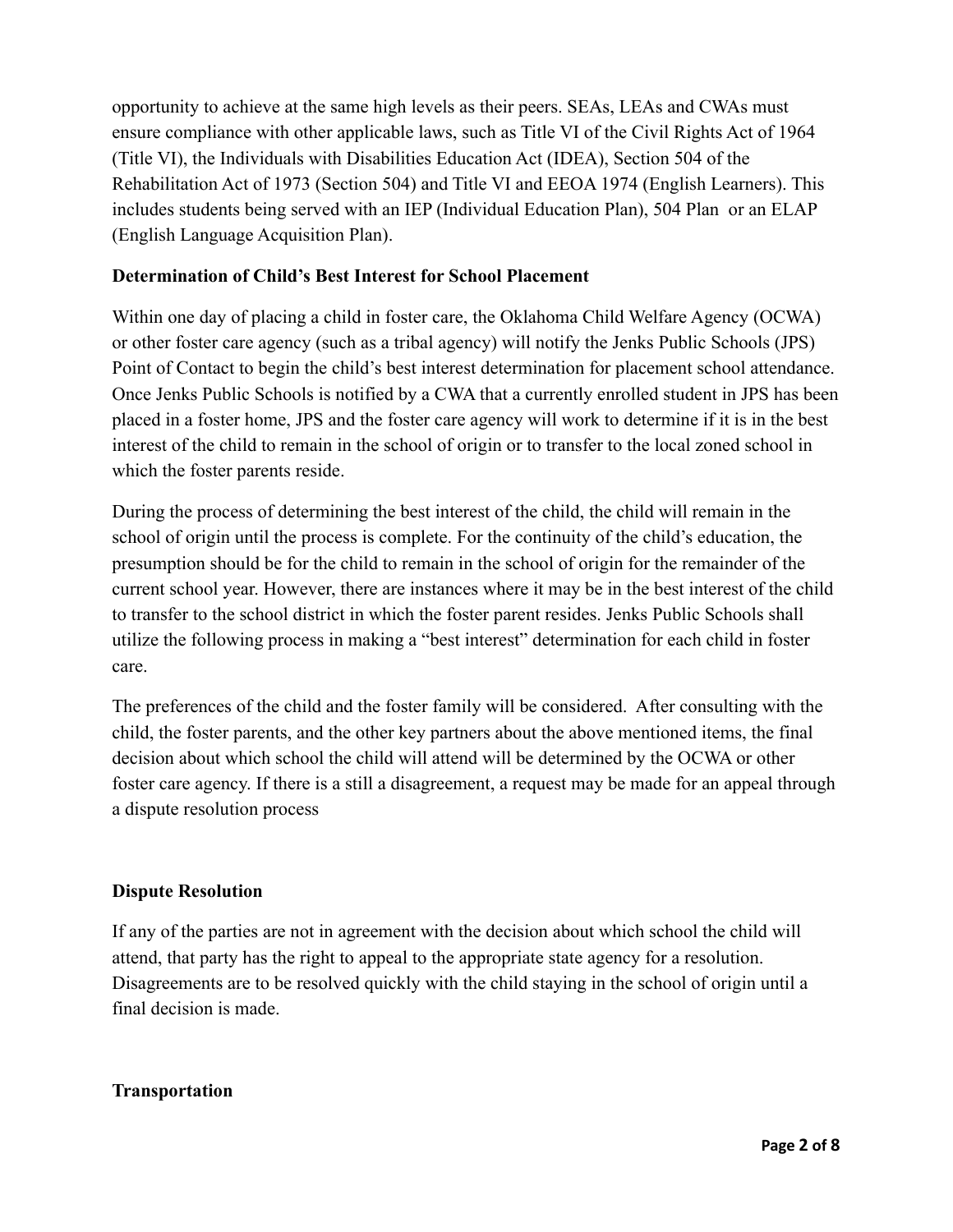opportunity to achieve at the same high levels as their peers. SEAs, LEAs and CWAs must ensure compliance with other applicable laws, such as Title VI of the Civil Rights Act of 1964 (Title VI), the Individuals with Disabilities Education Act (IDEA), Section 504 of the Rehabilitation Act of 1973 (Section 504) and Title VI and EEOA 1974 (English Learners). This includes students being served with an IEP (Individual Education Plan), 504 Plan or an ELAP (English Language Acquisition Plan).

**Determination of Child's Best Interest for School Placement**

Within one day of placing a child in foster care, the Oklahoma Child Welfare Agency (OCWA) or other foster care agency (such as a tribal agency) will notify the Jenks Public Schools (JPS) Point of Contact to begin the child's best interest determination for placement school attendance. Once Jenks Public Schools is notified by a CWA that a currently enrolled student in JPS has been placed in a foster home, JPS and the foster care agency will work to determine if it is in the best interest of the child to remain in the school of origin or to transfer to the local zoned school in which the foster parents reside.

During the process of determining the best interest of the child, the child will remain in the school of origin until the process is complete. For the continuity of the child's education, the presumption should be for the child to remain in the school of origin for the remainder of the current school year. However, there are instances where it may be in the best interest of the child to transfer to the school district in which the foster parent resides. Jenks Public Schools shall utilize the following process in making a "best interest" determination for each child in foster care.

The preferences of the child and the foster family will be considered. After consulting with the child, the foster parents, and the other key partners about the above mentioned items, the final decision about which school the child will attend will be determined by the OCWA or other foster care agency. If there is a still a disagreement, a request may be made for an appeal through a dispute resolution process

**Dispute Resolution**

If any of the parties are not in agreement with the decision about which school the child will attend, that party has the right to appeal to the appropriate state agency for a resolution. Disagreements are to be resolved quickly with the child staying in the school of origin until a final decision is made.

**Transportation**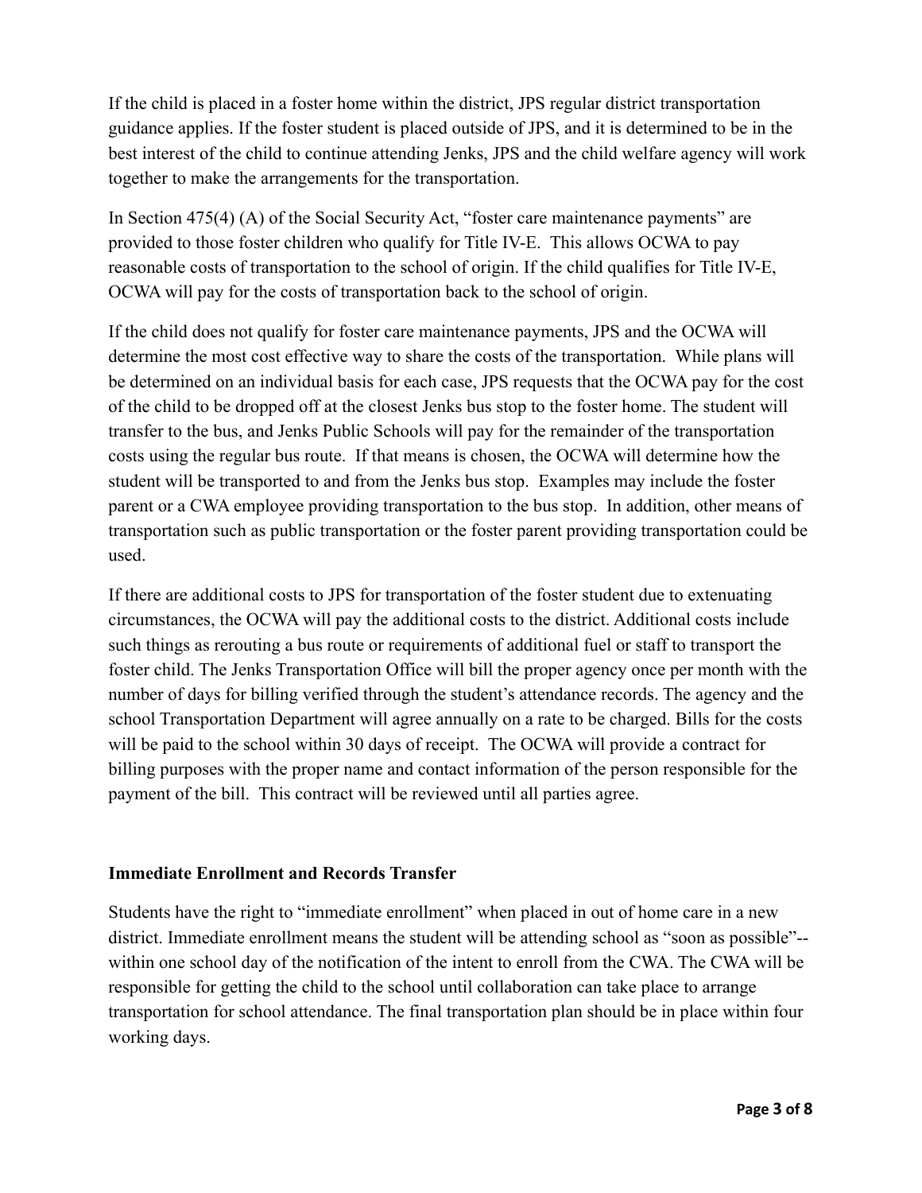If the child is placed in a foster home within the district, JPS regular district transportation guidance applies. If the foster student is placed outside of JPS, and it is determined to be in the best interest of the child to continue attending Jenks, JPS and the child welfare agency will work together to make the arrangements for the transportation.

In Section 475(4) (A) of the Social Security Act, "foster care maintenance payments" are provided to those foster children who qualify for Title IV-E. This allows OCWA to pay reasonable costs of transportation to the school of origin. If the child qualifies for Title IV-E, OCWA will pay for the costs of transportation back to the school of origin.

If the child does not qualify for foster care maintenance payments, JPS and the OCWA will determine the most cost effective way to share the costs of the transportation. While plans will be determined on an individual basis for each case, JPS requests that the OCWA pay for the cost of the child to be dropped off at the closest Jenks bus stop to the foster home. The student will transfer to the bus, and Jenks Public Schools will pay for the remainder of the transportation costs using the regular bus route. If that means is chosen, the OCWA will determine how the student will be transported to and from the Jenks bus stop. Examples may include the foster parent or a CWA employee providing transportation to the bus stop. In addition, other means of transportation such as public transportation or the foster parent providing transportation could be used.

If there are additional costs to JPS for transportation of the foster student due to extenuating circumstances, the OCWA will pay the additional costs to the district. Additional costs include such things as rerouting a bus route or requirements of additional fuel or staff to transport the foster child. The Jenks Transportation Office will bill the proper agency once per month with the number of days for billing verified through the student's attendance records. The agency and the school Transportation Department will agree annually on a rate to be charged. Bills for the costs will be paid to the school within 30 days of receipt. The OCWA will provide a contract for billing purposes with the proper name and contact information of the person responsible for the payment of the bill. This contract will be reviewed until all parties agree.

**Immediate Enrollment and Records Transfer**

Students have the right to "immediate enrollment" when placed in out of home care in a new district. Immediate enrollment means the student will be attending school as "soon as possible"-- within one school day of the notification of the intent to enroll from the CWA. The CWA will be responsible for getting the child to the school until collaboration can take place to arrange transportation for school attendance. The final transportation plan should be in place within four working days.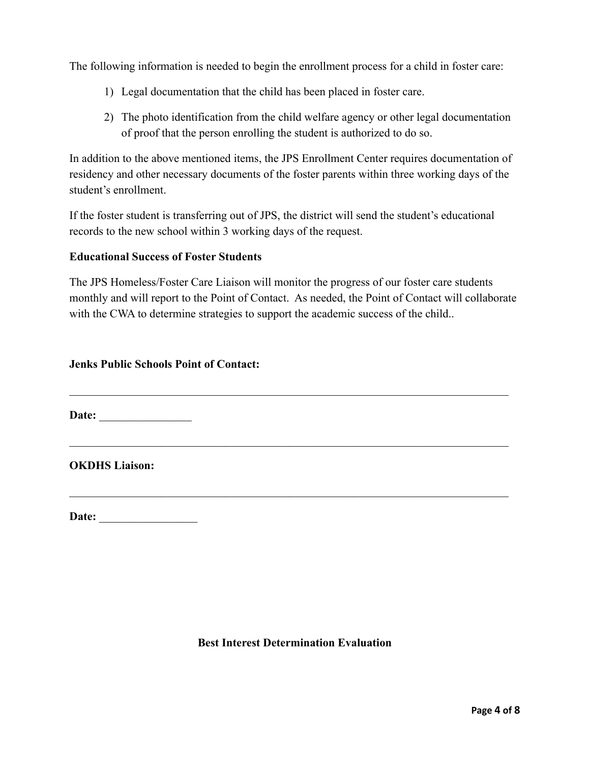The following information is needed to begin the enrollment process for a child in foster care:

1) Legal documentation that the child has been placed in foster care.
2) The photo identification from the child welfare agency or other legal documentation of proof that the person enrolling the student is authorized to do so.

In addition to the above mentioned items, the JPS Enrollment Center requires documentation of residency and other necessary documents of the foster parents within three working days of the student's enrollment.

If the foster student is transferring out of JPS, the district will send the student's educational records to the new school within 3 working days of the request.

**Educational Success of Foster Students**

The JPS Homeless/Foster Care Liaison will monitor the progress of our foster care students monthly and will report to the Point of Contact. As needed, the Point of Contact will collaborate with the CWA to determine strategies to support the academic success of the child..

**Jenks Public Schools Point of Contact:**

______________________________________________________________________________

**Date:** ________________

______________________________________________________________________________

**OKDHS Liaison:**

______________________________________________________________________________

**Date:** _________________

**Best Interest Determination Evaluation**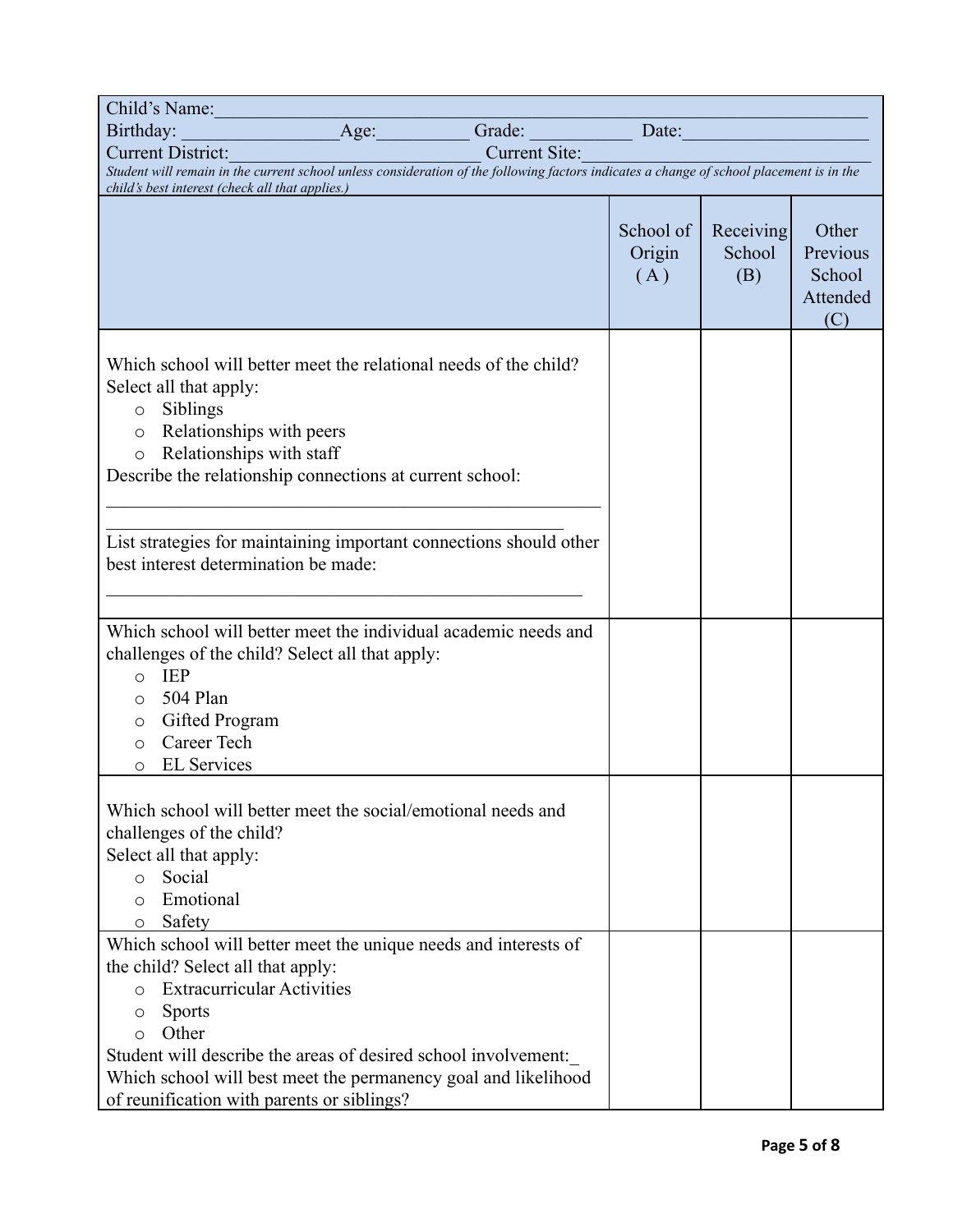Child's Name:\_\_\_\_\_\_\_\_\_\_\_\_\_\_\_\_\_\_\_\_\_\_\_\_\_\_\_\_\_\_\_\_\_\_\_\_\_\_\_\_\_\_\_\_\_\_\_\_\_\_\_\_\_\_\_\_\_\_\_\_\_\_\_\_\_\_\_

Birthday: \_\_\_\_\_\_\_\_\_\_\_\_\_\_\_\_Age:\_\_\_\_\_\_\_\_\_\_ Grade: \_\_\_\_\_\_\_\_\_\_\_ Date:\_\_\_\_\_\_\_\_\_\_\_\_\_\_\_\_\_\_\_\_

Current District:\_\_\_\_\_\_\_\_\_\_\_\_\_\_\_\_\_\_\_\_\_\_\_\_\_\_\_\_ Current Site:\_\_\_\_\_\_\_\_\_\_\_\_\_\_\_\_\_\_\_\_\_\_\_\_\_\_\_\_\_\_

*Student will remain in the current school unless consideration of the following factors indicates a change of school placement is in the child's best interest (check all that applies.)*

| | School of Origin (A) | Receiving School (B) | Other Previous School Attended (C) |
|---|---|---|---|
| Which school will better meet the relational needs of the child? Select all that apply:<br>○ Siblings<br>○ Relationships with peers<br>○ Relationships with staff<br>Describe the relationship connections at current school:<br>\_\_\_\_\_\_\_\_\_\_\_\_\_\_\_\_\_\_\_\_\_\_\_\_\_\_\_\_\_\_\_\_\_\_\_\_\_\_\_\_\_\_\_\_\_\_\_\_\_\_\_\_\_<br>\_\_\_\_\_\_\_\_\_\_\_\_\_\_\_\_\_\_\_\_\_\_\_\_\_\_\_\_\_\_\_\_\_\_\_\_\_\_\_\_\_\_\_\_\_\_\_\_\_\_<br>List strategies for maintaining important connections should other best interest determination be made:<br>\_\_\_\_\_\_\_\_\_\_\_\_\_\_\_\_\_\_\_\_\_\_\_\_\_\_\_\_\_\_\_\_\_\_\_\_\_\_\_\_\_\_\_\_\_\_\_\_\_\_ | | | |
| Which school will better meet the individual academic needs and challenges of the child? Select all that apply:<br>○ IEP<br>○ 504 Plan<br>○ Gifted Program<br>○ Career Tech<br>○ EL Services | | | |
| Which school will better meet the social/emotional needs and challenges of the child?<br>Select all that apply:<br>○ Social<br>○ Emotional<br>○ Safety | | | |
| Which school will better meet the unique needs and interests of the child? Select all that apply:<br>○ Extracurricular Activities<br>○ Sports<br>○ Other<br>Student will describe the areas of desired school involvement:\_<br>Which school will best meet the permanency goal and likelihood of reunification with parents or siblings? | | | |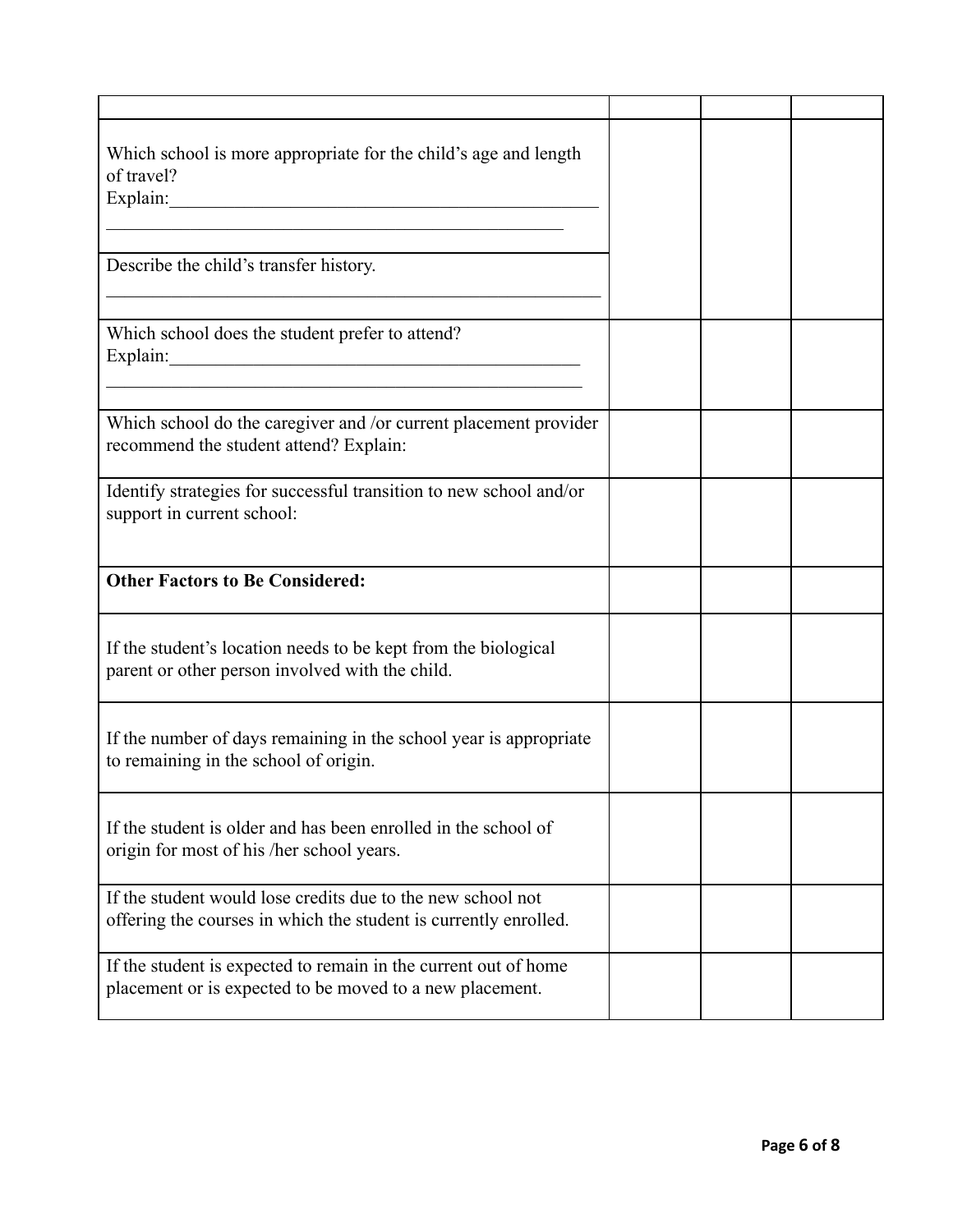| | | | |
|---|---|---|---|
| Which school is more appropriate for the child's age and length of travel?<br>Explain:\_\_\_\_\_\_\_\_\_\_\_\_\_\_\_\_\_\_\_\_\_\_\_\_\_\_\_\_\_\_\_\_\_\_\_\_\_\_\_\_\_\_\_\_\_\_<br>\_\_\_\_\_\_\_\_\_\_\_\_\_\_\_\_\_\_\_\_\_\_\_\_\_\_\_\_\_\_\_\_\_\_\_\_\_\_\_\_\_\_\_\_\_\_\_\_\_ | | | |
| Describe the child's transfer history.<br>\_\_\_\_\_\_\_\_\_\_\_\_\_\_\_\_\_\_\_\_\_\_\_\_\_\_\_\_\_\_\_\_\_\_\_\_\_\_\_\_\_\_\_\_\_\_\_\_\_\_\_\_\_\_ | | | |
| Which school does the student prefer to attend?<br>Explain:\_\_\_\_\_\_\_\_\_\_\_\_\_\_\_\_\_\_\_\_\_\_\_\_\_\_\_\_\_\_\_\_\_\_\_\_\_\_\_\_\_\_\_\_\_<br>\_\_\_\_\_\_\_\_\_\_\_\_\_\_\_\_\_\_\_\_\_\_\_\_\_\_\_\_\_\_\_\_\_\_\_\_\_\_\_\_\_\_\_\_\_\_\_\_\_\_\_\_ | | | |
| Which school do the caregiver and /or current placement provider recommend the student attend? Explain: | | | |
| Identify strategies for successful transition to new school and/or support in current school: | | | |
| **Other Factors to Be Considered:** | | | |
| If the student's location needs to be kept from the biological parent or other person involved with the child. | | | |
| If the number of days remaining in the school year is appropriate to remaining in the school of origin. | | | |
| If the student is older and has been enrolled in the school of origin for most of his /her school years. | | | |
| If the student would lose credits due to the new school not offering the courses in which the student is currently enrolled. | | | |
| If the student is expected to remain in the current out of home placement or is expected to be moved to a new placement. | | | |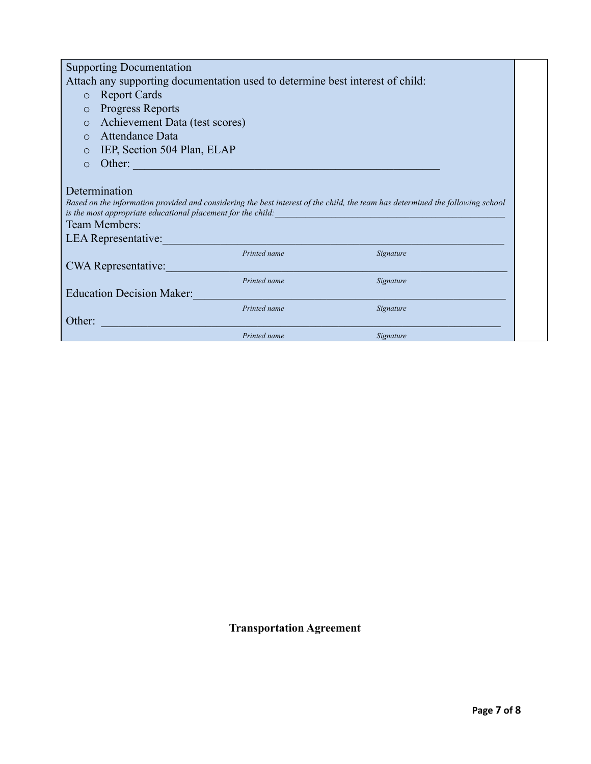Supporting Documentation

Attach any supporting documentation used to determine best interest of child:

- Report Cards
- Progress Reports
- Achievement Data (test scores)
- Attendance Data
- IEP, Section 504 Plan, ELAP
- Other: ______________________________________________

Determination

*Based on the information provided and considering the best interest of the child, the team has determined the following school is the most appropriate educational placement for the child:*______________________________________

Team Members:

LEA Representative:____________________________________________________

*Printed name* *Signature*

CWA Representative:____________________________________________________

*Printed name* *Signature*

Education Decision Maker:_______________________________________________

*Printed name* *Signature*

Other: ______________________________________________________________

*Printed name* *Signature*

**Transportation Agreement**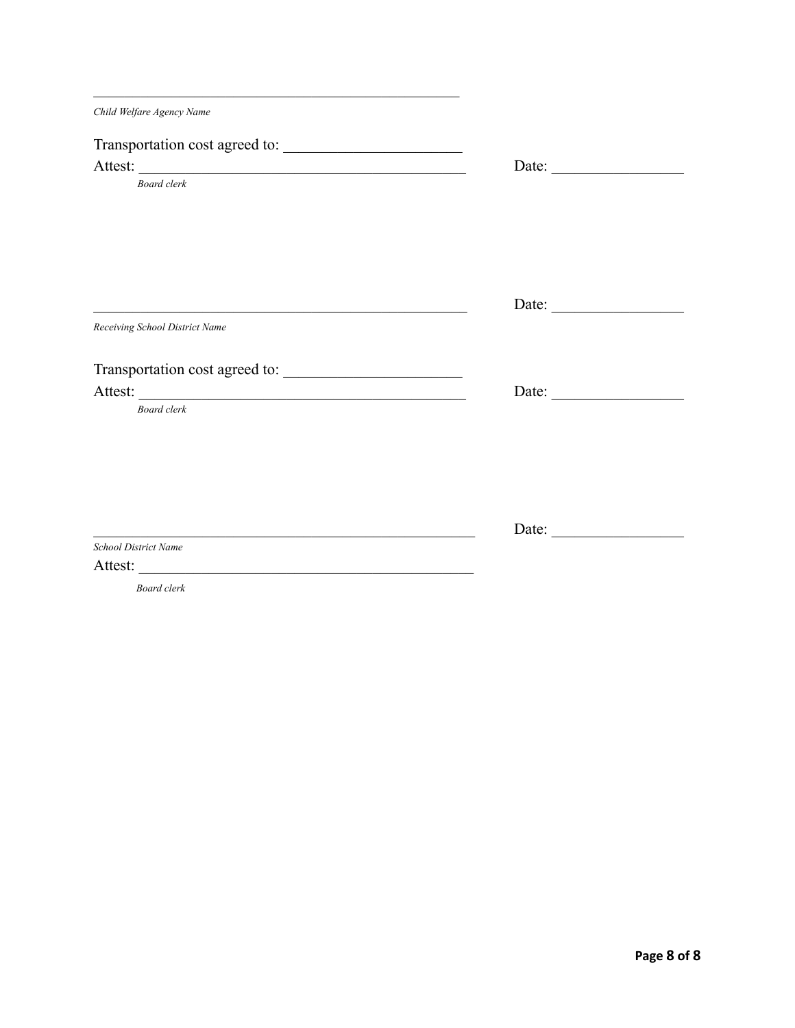\_\_\_\_\_\_\_\_\_\_\_\_\_\_\_\_\_\_\_\_\_\_\_\_\_\_\_\_\_\_\_\_\_\_\_\_\_\_\_\_\_\_\_\_\_\_\_\_\_\_\_\_

*Child Welfare Agency Name*

Transportation cost agreed to: \_\_\_\_\_\_\_\_\_\_\_\_\_\_\_\_\_\_\_\_\_\_\_\_\_

Attest: \_\_\_\_\_\_\_\_\_\_\_\_\_\_\_\_\_\_\_\_\_\_\_\_\_\_\_\_\_\_\_\_\_\_\_\_\_\_\_\_\_\_\_\_\_ Date: \_\_\_\_\_\_\_\_\_\_\_\_\_\_\_\_\_\_

*Board clerk*

\_\_\_\_\_\_\_\_\_\_\_\_\_\_\_\_\_\_\_\_\_\_\_\_\_\_\_\_\_\_\_\_\_\_\_\_\_\_\_\_\_\_\_\_\_\_\_\_\_\_\_\_ Date: \_\_\_\_\_\_\_\_\_\_\_\_\_\_\_\_\_\_

*Receiving School District Name*

Transportation cost agreed to: \_\_\_\_\_\_\_\_\_\_\_\_\_\_\_\_\_\_\_\_\_\_\_\_\_

Attest: \_\_\_\_\_\_\_\_\_\_\_\_\_\_\_\_\_\_\_\_\_\_\_\_\_\_\_\_\_\_\_\_\_\_\_\_\_\_\_\_\_\_\_\_\_ Date: \_\_\_\_\_\_\_\_\_\_\_\_\_\_\_\_\_\_

*Board clerk*

\_\_\_\_\_\_\_\_\_\_\_\_\_\_\_\_\_\_\_\_\_\_\_\_\_\_\_\_\_\_\_\_\_\_\_\_\_\_\_\_\_\_\_\_\_\_\_\_\_\_\_\_\_\_ Date: \_\_\_\_\_\_\_\_\_\_\_\_\_\_\_\_\_\_

*School District Name*

Attest: \_\_\_\_\_\_\_\_\_\_\_\_\_\_\_\_\_\_\_\_\_\_\_\_\_\_\_\_\_\_\_\_\_\_\_\_\_\_\_\_\_\_\_\_\_\_

*Board clerk*